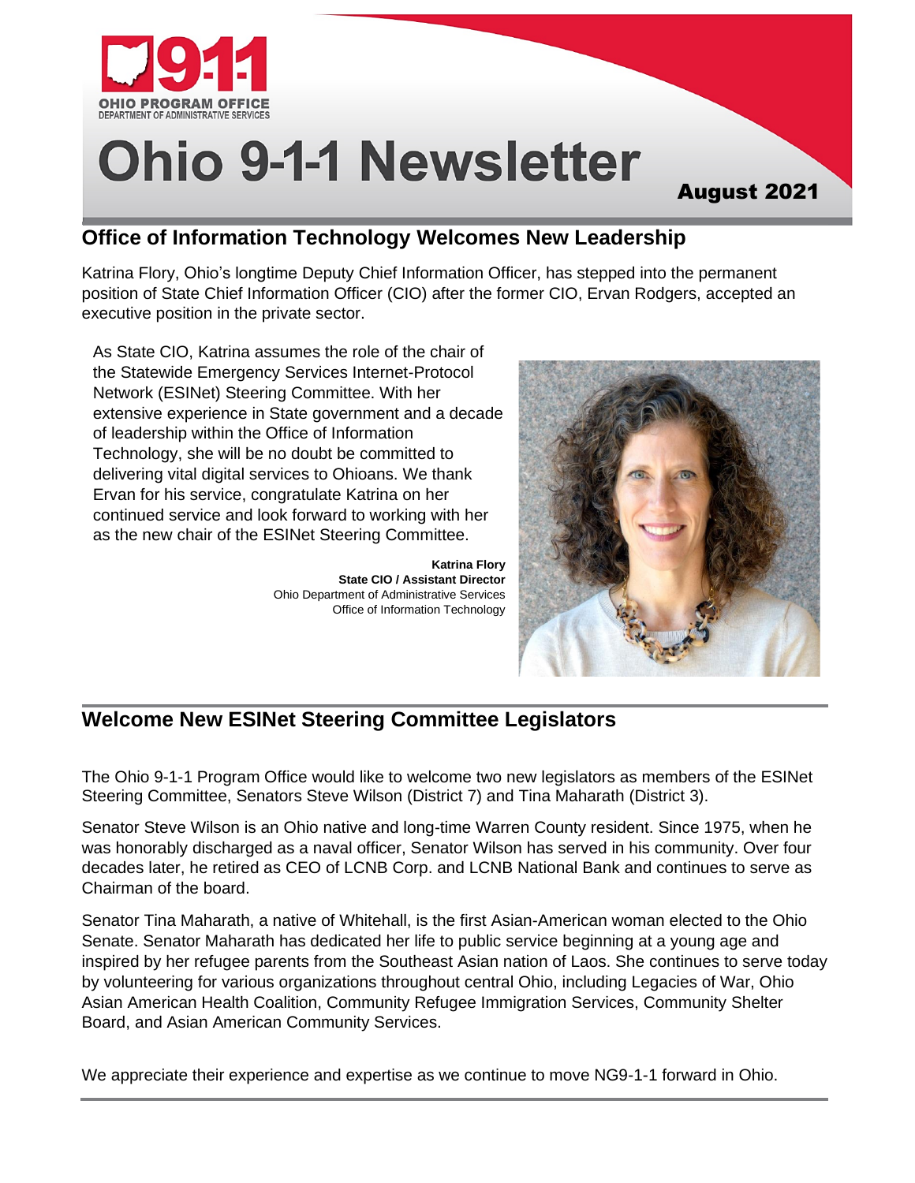OHIO PROGRAM OFFICE
DEPARTMENT OF ADMINISTRATIVE SERVICES

# Ohio 9-1-1 Newsletter

August 2021

## Office of Information Technology Welcomes New Leadership

Katrina Flory, Ohio's longtime Deputy Chief Information Officer, has stepped into the permanent position of State Chief Information Officer (CIO) after the former CIO, Ervan Rodgers, accepted an executive position in the private sector.

As State CIO, Katrina assumes the role of the chair of the Statewide Emergency Services Internet-Protocol Network (ESINet) Steering Committee. With her extensive experience in State government and a decade of leadership within the Office of Information Technology, she will be no doubt be committed to delivering vital digital services to Ohioans. We thank Ervan for his service, congratulate Katrina on her continued service and look forward to working with her as the new chair of the ESINet Steering Committee.

**Katrina Flory**
**State CIO / Assistant Director**
Ohio Department of Administrative Services
Office of Information Technology

## Welcome New ESINet Steering Committee Legislators

The Ohio 9-1-1 Program Office would like to welcome two new legislators as members of the ESINet Steering Committee, Senators Steve Wilson (District 7) and Tina Maharath (District 3).

Senator Steve Wilson is an Ohio native and long-time Warren County resident. Since 1975, when he was honorably discharged as a naval officer, Senator Wilson has served in his community. Over four decades later, he retired as CEO of LCNB Corp. and LCNB National Bank and continues to serve as Chairman of the board.

Senator Tina Maharath, a native of Whitehall, is the first Asian-American woman elected to the Ohio Senate. Senator Maharath has dedicated her life to public service beginning at a young age and inspired by her refugee parents from the Southeast Asian nation of Laos. She continues to serve today by volunteering for various organizations throughout central Ohio, including Legacies of War, Ohio Asian American Health Coalition, Community Refugee Immigration Services, Community Shelter Board, and Asian American Community Services.

We appreciate their experience and expertise as we continue to move NG9-1-1 forward in Ohio.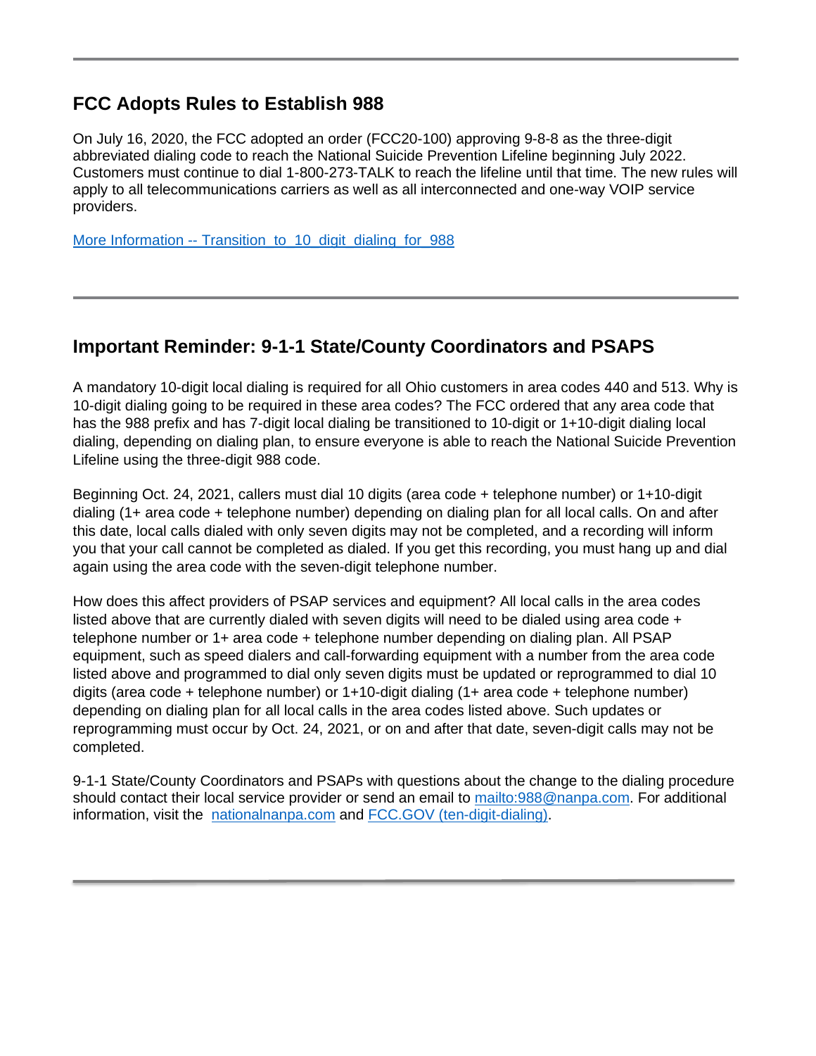---

## FCC Adopts Rules to Establish 988

On July 16, 2020, the FCC adopted an order (FCC20-100) approving 9-8-8 as the three-digit abbreviated dialing code to reach the National Suicide Prevention Lifeline beginning July 2022. Customers must continue to dial 1-800-273-TALK to reach the lifeline until that time. The new rules will apply to all telecommunications carriers as well as all interconnected and one-way VOIP service providers.

More Information -- Transition_to_10_digit_dialing_for_988

---

## Important Reminder: 9-1-1 State/County Coordinators and PSAPS

A mandatory 10-digit local dialing is required for all Ohio customers in area codes 440 and 513. Why is 10-digit dialing going to be required in these area codes? The FCC ordered that any area code that has the 988 prefix and has 7-digit local dialing be transitioned to 10-digit or 1+10-digit dialing local dialing, depending on dialing plan, to ensure everyone is able to reach the National Suicide Prevention Lifeline using the three-digit 988 code.

Beginning Oct. 24, 2021, callers must dial 10 digits (area code + telephone number) or 1+10-digit dialing (1+ area code + telephone number) depending on dialing plan for all local calls. On and after this date, local calls dialed with only seven digits may not be completed, and a recording will inform you that your call cannot be completed as dialed. If you get this recording, you must hang up and dial again using the area code with the seven-digit telephone number.

How does this affect providers of PSAP services and equipment? All local calls in the area codes listed above that are currently dialed with seven digits will need to be dialed using area code + telephone number or 1+ area code + telephone number depending on dialing plan. All PSAP equipment, such as speed dialers and call-forwarding equipment with a number from the area code listed above and programmed to dial only seven digits must be updated or reprogrammed to dial 10 digits (area code + telephone number) or 1+10-digit dialing (1+ area code + telephone number) depending on dialing plan for all local calls in the area codes listed above. Such updates or reprogramming must occur by Oct. 24, 2021, or on and after that date, seven-digit calls may not be completed.

9-1-1 State/County Coordinators and PSAPs with questions about the change to the dialing procedure should contact their local service provider or send an email to mailto:988@nanpa.com. For additional information, visit the nationalnanpa.com and FCC.GOV (ten-digit-dialing).

---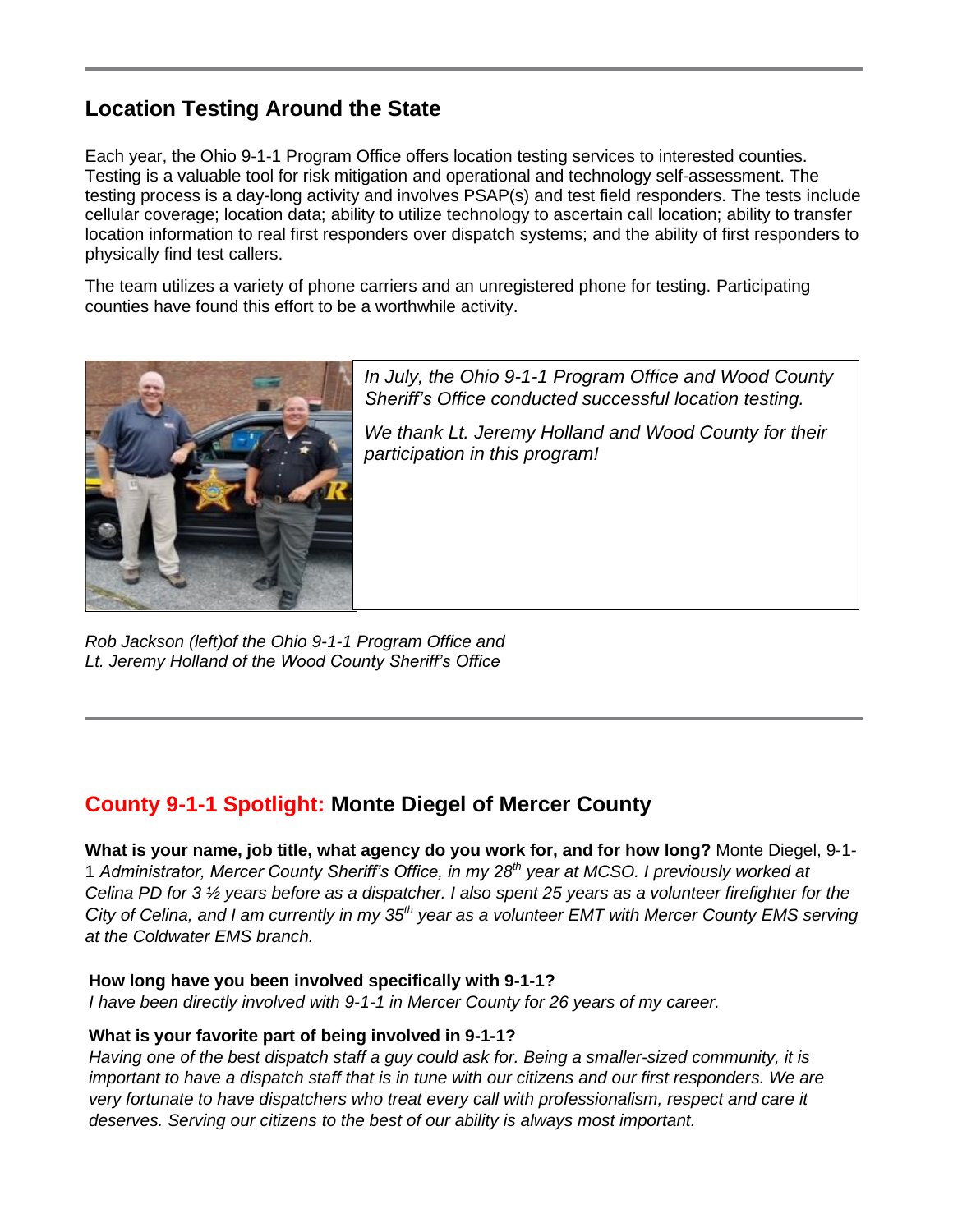## Location Testing Around the State

Each year, the Ohio 9-1-1 Program Office offers location testing services to interested counties. Testing is a valuable tool for risk mitigation and operational and technology self-assessment. The testing process is a day-long activity and involves PSAP(s) and test field responders. The tests include cellular coverage; location data; ability to utilize technology to ascertain call location; ability to transfer location information to real first responders over dispatch systems; and the ability of first responders to physically find test callers.

The team utilizes a variety of phone carriers and an unregistered phone for testing. Participating counties have found this effort to be a worthwhile activity.

*In July, the Ohio 9-1-1 Program Office and Wood County Sheriff's Office conducted successful location testing.*

*We thank Lt. Jeremy Holland and Wood County for their participation in this program!*

*Rob Jackson (left)of the Ohio 9-1-1 Program Office and Lt. Jeremy Holland of the Wood County Sheriff's Office*

## County 9-1-1 Spotlight: Monte Diegel of Mercer County

**What is your name, job title, what agency do you work for, and for how long?** Monte Diegel, 9-1-1 *Administrator, Mercer County Sheriff's Office, in my 28th year at MCSO. I previously worked at Celina PD for 3 ½ years before as a dispatcher. I also spent 25 years as a volunteer firefighter for the City of Celina, and I am currently in my 35th year as a volunteer EMT with Mercer County EMS serving at the Coldwater EMS branch.*

**How long have you been involved specifically with 9-1-1?**
*I have been directly involved with 9-1-1 in Mercer County for 26 years of my career.*

**What is your favorite part of being involved in 9-1-1?**
*Having one of the best dispatch staff a guy could ask for. Being a smaller-sized community, it is important to have a dispatch staff that is in tune with our citizens and our first responders. We are very fortunate to have dispatchers who treat every call with professionalism, respect and care it deserves. Serving our citizens to the best of our ability is always most important.*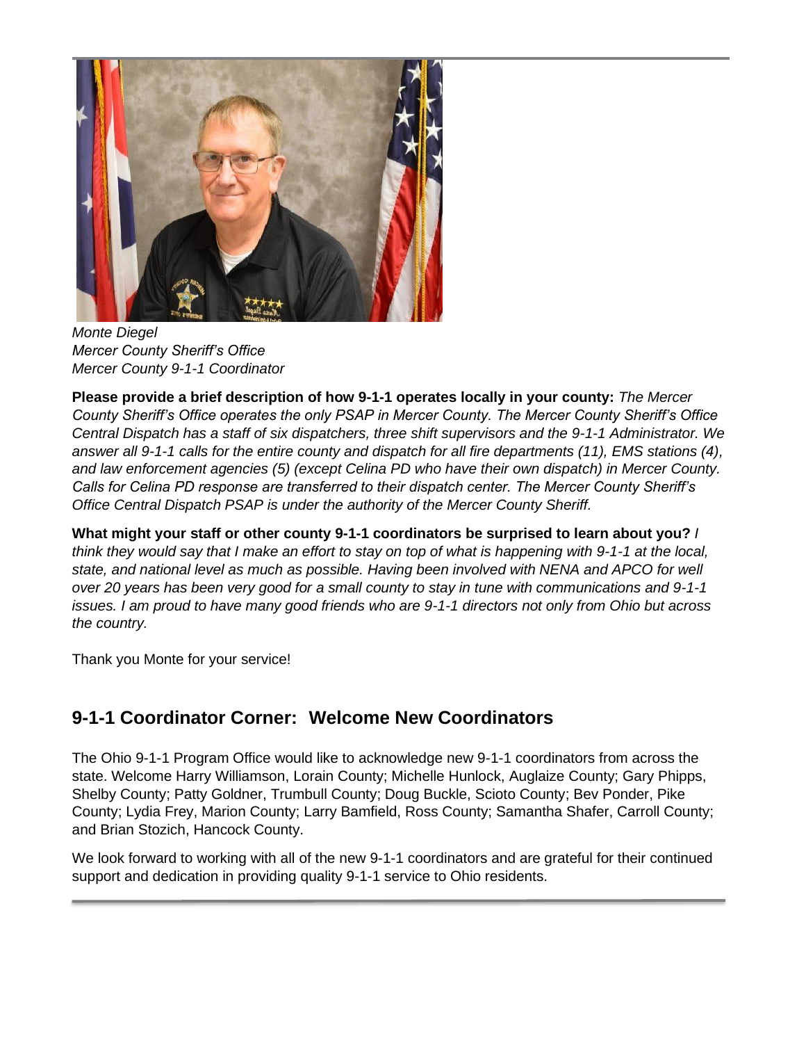*Monte Diegel*
*Mercer County Sheriff's Office*
*Mercer County 9-1-1 Coordinator*

**Please provide a brief description of how 9-1-1 operates locally in your county:** *The Mercer County Sheriff's Office operates the only PSAP in Mercer County. The Mercer County Sheriff's Office Central Dispatch has a staff of six dispatchers, three shift supervisors and the 9-1-1 Administrator. We answer all 9-1-1 calls for the entire county and dispatch for all fire departments (11), EMS stations (4), and law enforcement agencies (5) (except Celina PD who have their own dispatch) in Mercer County. Calls for Celina PD response are transferred to their dispatch center. The Mercer County Sheriff's Office Central Dispatch PSAP is under the authority of the Mercer County Sheriff.*

**What might your staff or other county 9-1-1 coordinators be surprised to learn about you?** *I think they would say that I make an effort to stay on top of what is happening with 9-1-1 at the local, state, and national level as much as possible. Having been involved with NENA and APCO for well over 20 years has been very good for a small county to stay in tune with communications and 9-1-1 issues. I am proud to have many good friends who are 9-1-1 directors not only from Ohio but across the country.*

Thank you Monte for your service!

## 9-1-1 Coordinator Corner: Welcome New Coordinators

The Ohio 9-1-1 Program Office would like to acknowledge new 9-1-1 coordinators from across the state. Welcome Harry Williamson, Lorain County; Michelle Hunlock, Auglaize County; Gary Phipps, Shelby County; Patty Goldner, Trumbull County; Doug Buckle, Scioto County; Bev Ponder, Pike County; Lydia Frey, Marion County; Larry Bamfield, Ross County; Samantha Shafer, Carroll County; and Brian Stozich, Hancock County.

We look forward to working with all of the new 9-1-1 coordinators and are grateful for their continued support and dedication in providing quality 9-1-1 service to Ohio residents.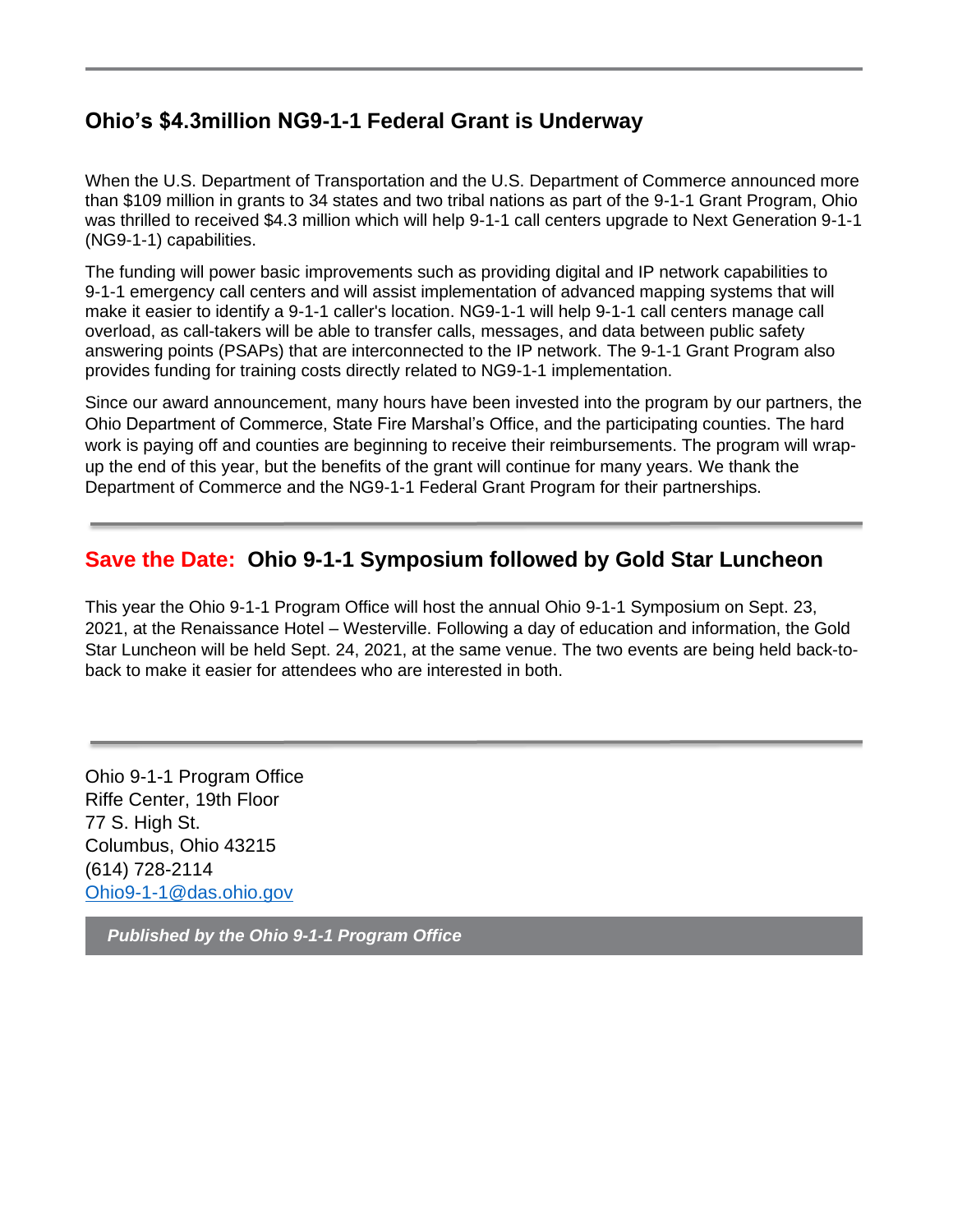## Ohio's $4.3million NG9-1-1 Federal Grant is Underway

When the U.S. Department of Transportation and the U.S. Department of Commerce announced more than $109 million in grants to 34 states and two tribal nations as part of the 9-1-1 Grant Program, Ohio was thrilled to received $4.3 million which will help 9-1-1 call centers upgrade to Next Generation 9-1-1 (NG9-1-1) capabilities.

The funding will power basic improvements such as providing digital and IP network capabilities to 9-1-1 emergency call centers and will assist implementation of advanced mapping systems that will make it easier to identify a 9-1-1 caller's location. NG9-1-1 will help 9-1-1 call centers manage call overload, as call-takers will be able to transfer calls, messages, and data between public safety answering points (PSAPs) that are interconnected to the IP network. The 9-1-1 Grant Program also provides funding for training costs directly related to NG9-1-1 implementation.

Since our award announcement, many hours have been invested into the program by our partners, the Ohio Department of Commerce, State Fire Marshal's Office, and the participating counties. The hard work is paying off and counties are beginning to receive their reimbursements. The program will wrap-up the end of this year, but the benefits of the grant will continue for many years. We thank the Department of Commerce and the NG9-1-1 Federal Grant Program for their partnerships.

## Save the Date: Ohio 9-1-1 Symposium followed by Gold Star Luncheon

This year the Ohio 9-1-1 Program Office will host the annual Ohio 9-1-1 Symposium on Sept. 23, 2021, at the Renaissance Hotel – Westerville. Following a day of education and information, the Gold Star Luncheon will be held Sept. 24, 2021, at the same venue. The two events are being held back-to-back to make it easier for attendees who are interested in both.

Ohio 9-1-1 Program Office
Riffe Center, 19th Floor
77 S. High St.
Columbus, Ohio 43215
(614) 728-2114
Ohio9-1-1@das.ohio.gov

***Published by the Ohio 9-1-1 Program Office***